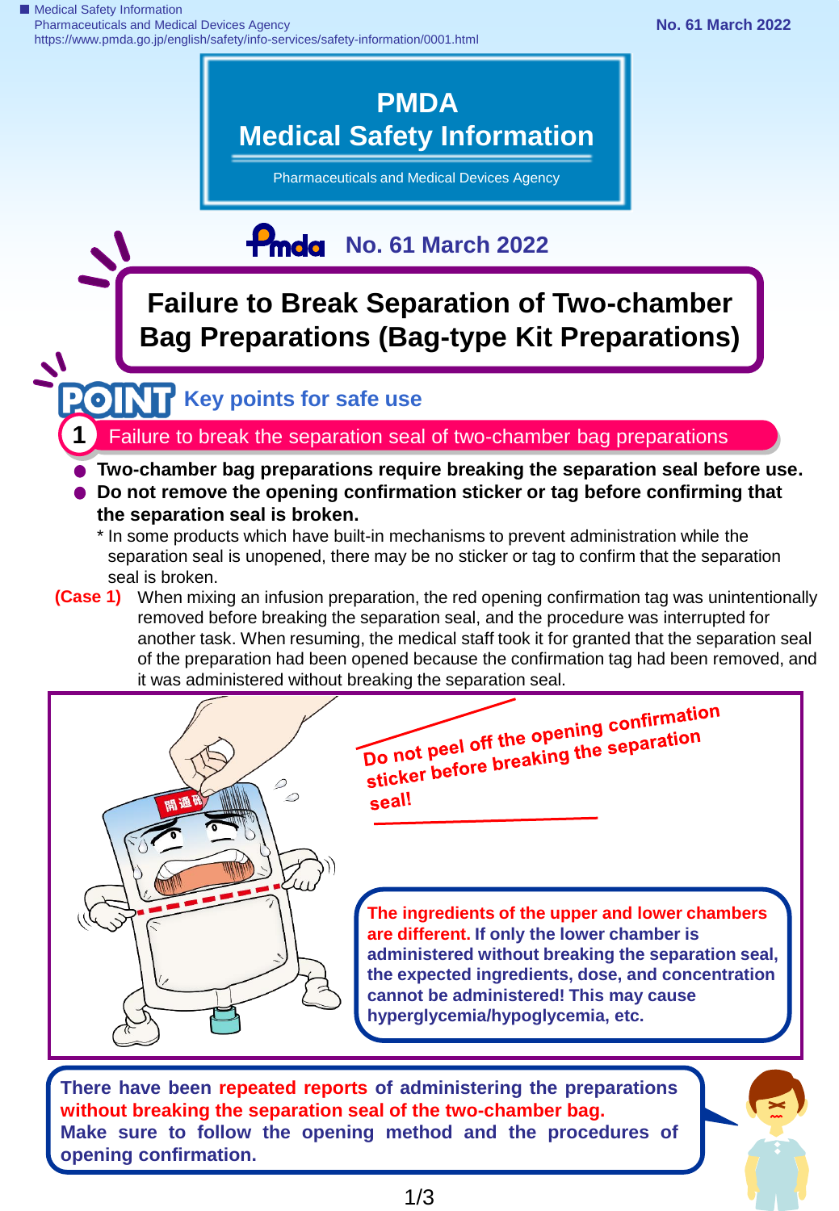# PMDA Medical Safety Information

Pharmaceuticals and Medical Devices Agency

No. 61 March 2022

## Failure to Break Separation of Two-chamber Bag Preparations (Bag-type Kit Preparations)

### POINT Key points for safe use

### 1 Failure to break the separation seal of two-chamber bag preparations

- **Two-chamber bag preparations require breaking the separation seal before use.**
- **Do not remove the opening confirmation sticker or tag before confirming that the separation seal is broken.**

  * In some products which have built-in mechanisms to prevent administration while the separation seal is unopened, there may be no sticker or tag to confirm that the separation seal is broken.

**(Case 1)** When mixing an infusion preparation, the red opening confirmation tag was unintentionally removed before breaking the separation seal, and the procedure was interrupted for another task. When resuming, the medical staff took it for granted that the separation seal of the preparation had been opened because the confirmation tag had been removed, and it was administered without breaking the separation seal.

**Do not peel off the opening confirmation sticker before breaking the separation seal!**

**The ingredients of the upper and lower chambers are different. If only the lower chamber is administered without breaking the separation seal, the expected ingredients, dose, and concentration cannot be administered! This may cause hyperglycemia/hypoglycemia, etc.**

**There have been repeated reports of administering the preparations without breaking the separation seal of the two-chamber bag. Make sure to follow the opening method and the procedures of opening confirmation.**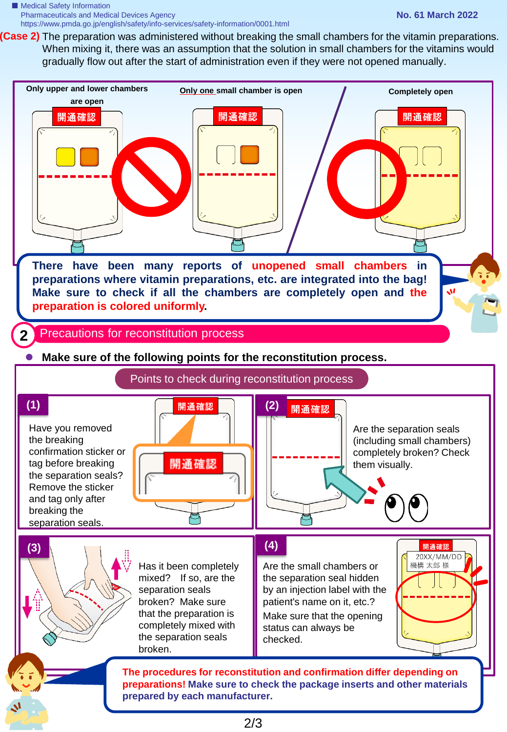**(Case 2)** The preparation was administered without breaking the small chambers for the vitamin preparations. When mixing it, there was an assumption that the solution in small chambers for the vitamins would gradually flow out after the start of administration even if they were not opened manually.

Only upper and lower chambers are open

Only one small chamber is open

Completely open

開通確認

**There have been many reports of unopened small chambers in preparations where vitamin preparations, etc. are integrated into the bag! Make sure to check if all the chambers are completely open and the preparation is colored uniformly.**

## 2 Precautions for reconstitution process

- **Make sure of the following points for the reconstitution process.**

### Points to check during reconstitution process

**(1)** Have you removed the breaking confirmation sticker or tag before breaking the separation seals? Remove the sticker and tag only after breaking the separation seals.

**(2)** Are the separation seals (including small chambers) completely broken? Check them visually.

**(3)** Has it been completely mixed? If so, are the separation seals broken? Make sure that the preparation is completely mixed with the separation seals broken.

**(4)** Are the small chambers or the separation seal hidden by an injection label with the patient's name on it, etc.? Make sure that the opening status can always be checked.

20XX/MM/DD
機構 太郎 様

**The procedures for reconstitution and confirmation differ depending on preparations! Make sure to check the package inserts and other materials prepared by each manufacturer.**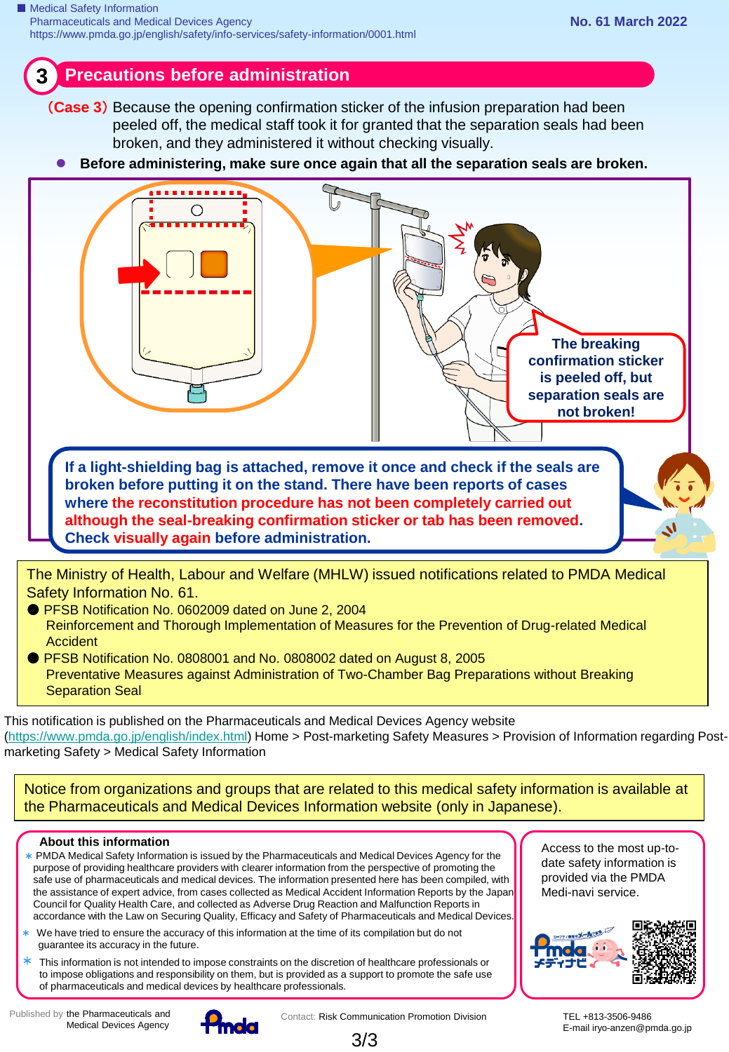## 3 Precautions before administration

(Case 3) Because the opening confirmation sticker of the infusion preparation had been peeled off, the medical staff took it for granted that the separation seals had been broken, and they administered it without checking visually.

- **Before administering, make sure once again that all the separation seals are broken.**

**The breaking confirmation sticker is peeled off, but separation seals are not broken!**

**If a light-shielding bag is attached, remove it once and check if the seals are broken before putting it on the stand. There have been reports of cases where the reconstitution procedure has not been completely carried out although the seal-breaking confirmation sticker or tab has been removed. Check visually again before administration.**

The Ministry of Health, Labour and Welfare (MHLW) issued notifications related to PMDA Medical Safety Information No. 61.

- PFSB Notification No. 0602009 dated on June 2, 2004
  Reinforcement and Thorough Implementation of Measures for the Prevention of Drug-related Medical Accident
- PFSB Notification No. 0808001 and No. 0808002 dated on August 8, 2005
  Preventative Measures against Administration of Two-Chamber Bag Preparations without Breaking Separation Seal

This notification is published on the Pharmaceuticals and Medical Devices Agency website (https://www.pmda.go.jp/english/index.html) Home > Post-marketing Safety Measures > Provision of Information regarding Post-marketing Safety > Medical Safety Information

Notice from organizations and groups that are related to this medical safety information is available at the Pharmaceuticals and Medical Devices Information website (only in Japanese).

**About this information**

- * PMDA Medical Safety Information is issued by the Pharmaceuticals and Medical Devices Agency for the purpose of providing healthcare providers with clearer information from the perspective of promoting the safe use of pharmaceuticals and medical devices. The information presented here has been compiled, with the assistance of expert advice, from cases collected as Medical Accident Information Reports by the Japan Council for Quality Health Care, and collected as Adverse Drug Reaction and Malfunction Reports in accordance with the Law on Securing Quality, Efficacy and Safety of Pharmaceuticals and Medical Devices.
- * We have tried to ensure the accuracy of this information at the time of its compilation but do not guarantee its accuracy in the future.
- * This information is not intended to impose constraints on the discretion of healthcare professionals or to impose obligations and responsibility on them, but is provided as a support to promote the safe use of pharmaceuticals and medical devices by healthcare professionals.

Access to the most up-to-date safety information is provided via the PMDA Medi-navi service.

Published by the Pharmaceuticals and Medical Devices Agency

Contact: Risk Communication Promotion Division

TEL +813-3506-9486
E-mail iryo-anzen@pmda.go.jp